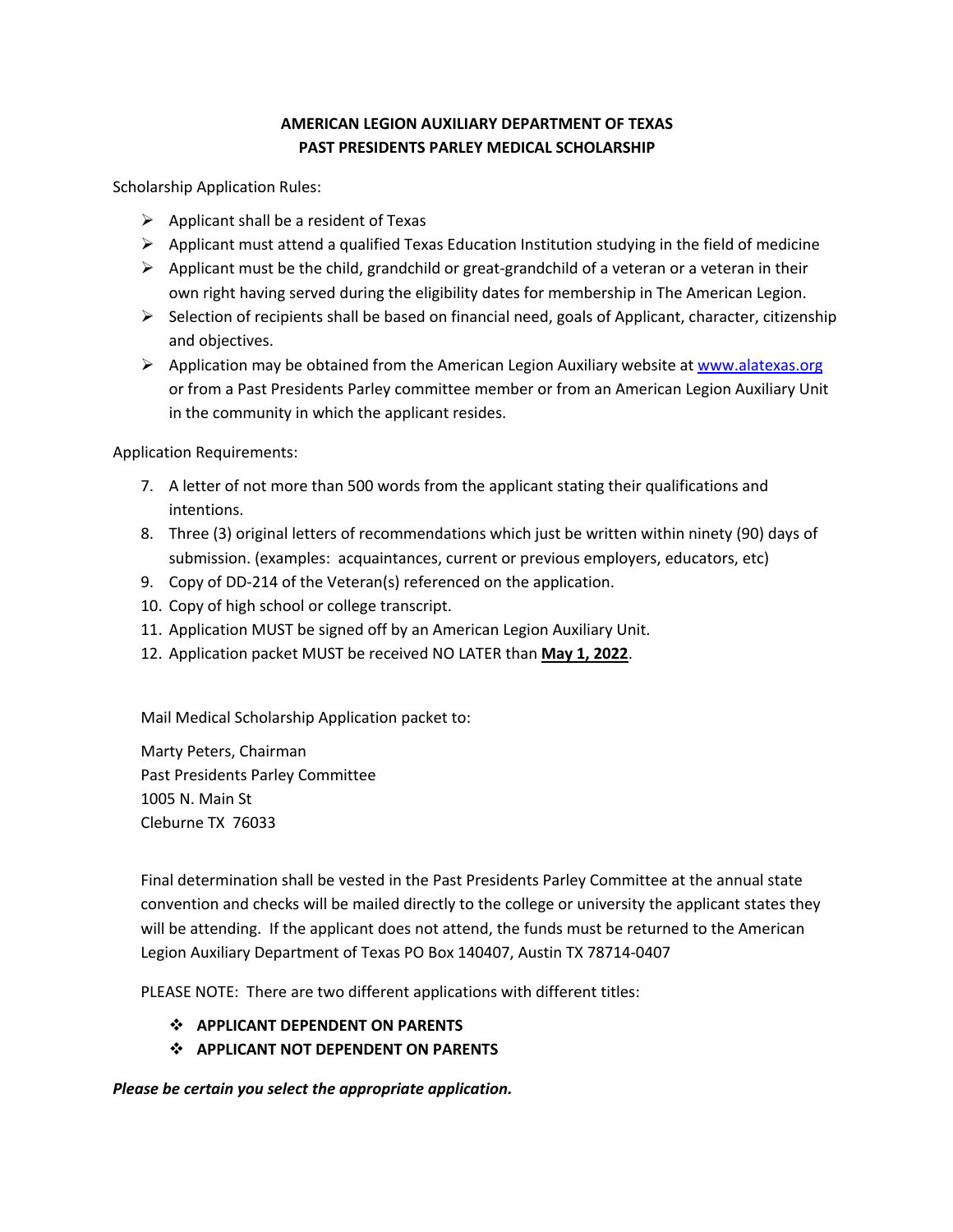# AMERICAN LEGION AUXILIARY DEPARTMENT OF TEXAS
# PAST PRESIDENTS PARLEY MEDICAL SCHOLARSHIP

Scholarship Application Rules:

- Applicant shall be a resident of Texas
- Applicant must attend a qualified Texas Education Institution studying in the field of medicine
- Applicant must be the child, grandchild or great-grandchild of a veteran or a veteran in their own right having served during the eligibility dates for membership in The American Legion.
- Selection of recipients shall be based on financial need, goals of Applicant, character, citizenship and objectives.
- Application may be obtained from the American Legion Auxiliary website at [www.alatexas.org](http://www.alatexas.org) or from a Past Presidents Parley committee member or from an American Legion Auxiliary Unit in the community in which the applicant resides.

Application Requirements:

7. A letter of not more than 500 words from the applicant stating their qualifications and intentions.
8. Three (3) original letters of recommendations which just be written within ninety (90) days of submission. (examples: acquaintances, current or previous employers, educators, etc)
9. Copy of DD-214 of the Veteran(s) referenced on the application.
10. Copy of high school or college transcript.
11. Application MUST be signed off by an American Legion Auxiliary Unit.
12. Application packet MUST be received NO LATER than **May 1, 2022**.

Mail Medical Scholarship Application packet to:

Marty Peters, Chairman
Past Presidents Parley Committee
1005 N. Main St
Cleburne TX 76033

Final determination shall be vested in the Past Presidents Parley Committee at the annual state convention and checks will be mailed directly to the college or university the applicant states they will be attending. If the applicant does not attend, the funds must be returned to the American Legion Auxiliary Department of Texas PO Box 140407, Austin TX 78714-0407

PLEASE NOTE: There are two different applications with different titles:

- **APPLICANT DEPENDENT ON PARENTS**
- **APPLICANT NOT DEPENDENT ON PARENTS**

***Please be certain you select the appropriate application.***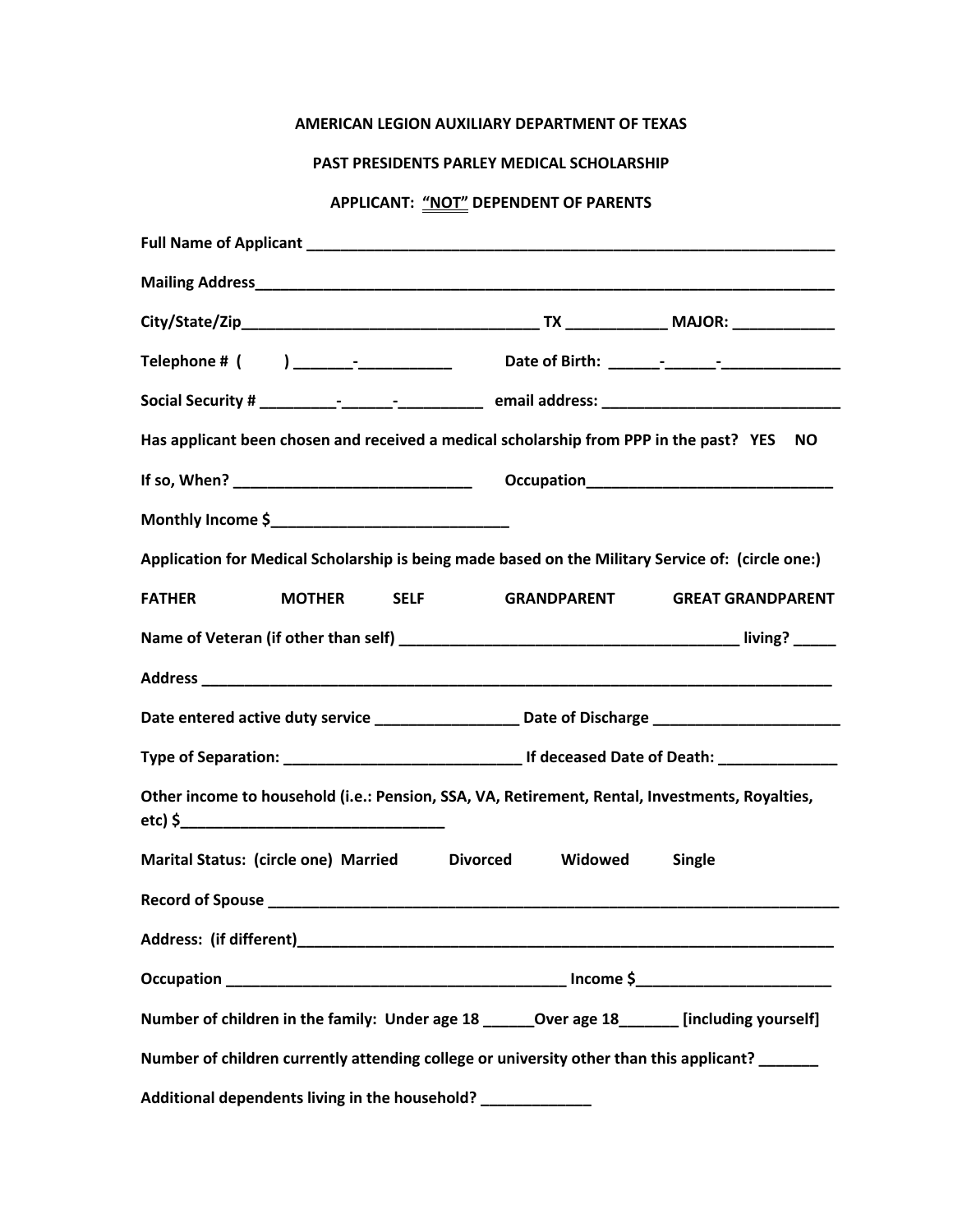**AMERICAN LEGION AUXILIARY DEPARTMENT OF TEXAS**

**PAST PRESIDENTS PARLEY MEDICAL SCHOLARSHIP**

**APPLICANT: "NOT" DEPENDENT OF PARENTS**

**Full Name of Applicant** _______________________________________________________________

**Mailing Address**_____________________________________________________________________

**City/State/Zip**__________________________________ **TX** ___________ **MAJOR:** ____________

**Telephone # (        )** _______-___________          **Date of Birth:** ______-______-______________

**Social Security #** _________-______-__________   **email address:** ___________________________

**Has applicant been chosen and received a medical scholarship from PPP in the past? YES   NO**

**If so, When?** ___________________________      **Occupation**____________________________

**Monthly Income $**___________________________

**Application for Medical Scholarship is being made based on the Military Service of: (circle one:)**

**FATHER    MOTHER    SELF    GRANDPARENT    GREAT GRANDPARENT**

**Name of Veteran (if other than self)** ________________________________________ **living?** _____

**Address** ___________________________________________________________________________

**Date entered active duty service** _________________ **Date of Discharge** _____________________

**Type of Separation:** ____________________________ **If deceased Date of Death:** ______________

**Other income to household (i.e.: Pension, SSA, VA, Retirement, Rental, Investments, Royalties, etc) $**_______________________________

**Marital Status: (circle one) Married    Divorced    Widowed    Single**

**Record of Spouse** ____________________________________________________________________

**Address: (if different)**________________________________________________________________

**Occupation** _______________________________________ **Income $**______________________

**Number of children in the family: Under age 18** ______**Over age 18**_______ **[including yourself]**

**Number of children currently attending college or university other than this applicant?** _______

**Additional dependents living in the household?** _____________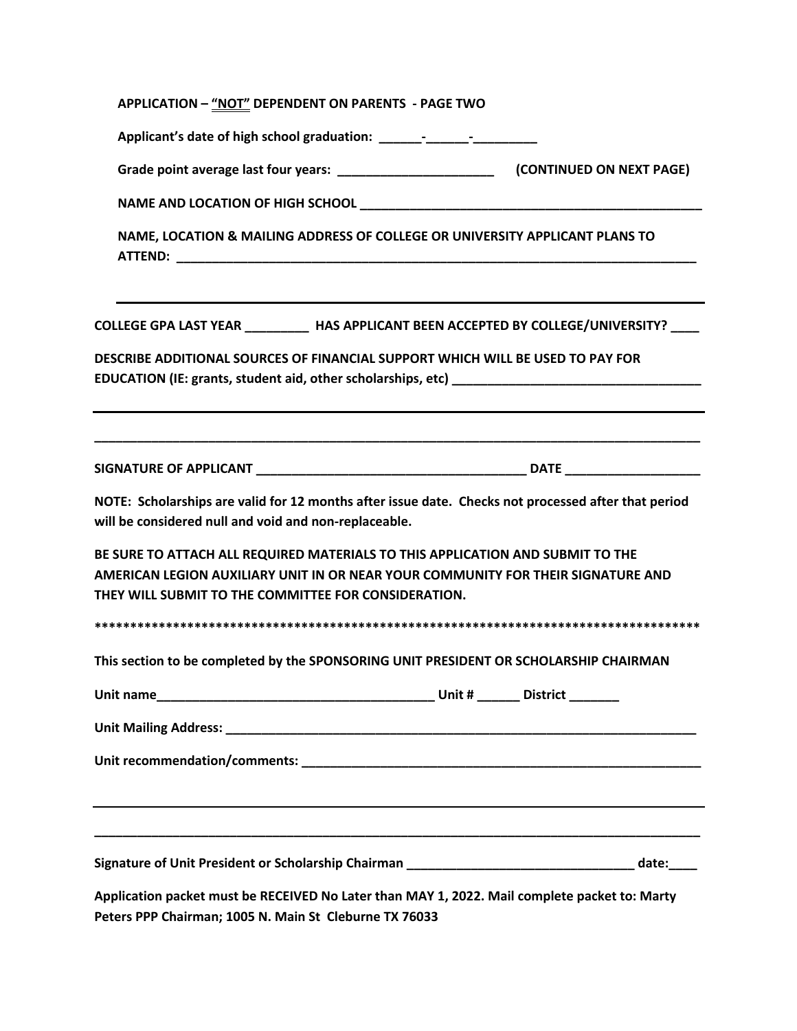**APPLICATION – "NOT" DEPENDENT ON PARENTS - PAGE TWO**

**Applicant's date of high school graduation: ______-______-_________**

**Grade point average last four years: ______________________ (CONTINUED ON NEXT PAGE)**

**NAME AND LOCATION OF HIGH SCHOOL _________________________________________________**

**NAME, LOCATION & MAILING ADDRESS OF COLLEGE OR UNIVERSITY APPLICANT PLANS TO ATTEND: ___________________________________________________________________________**

---

**COLLEGE GPA LAST YEAR _________ HAS APPLICANT BEEN ACCEPTED BY COLLEGE/UNIVERSITY? ____**

**DESCRIBE ADDITIONAL SOURCES OF FINANCIAL SUPPORT WHICH WILL BE USED TO PAY FOR EDUCATION (IE: grants, student aid, other scholarships, etc) ___________________________________**

---

_____________________________________________________________________________________

**SIGNATURE OF APPLICANT ______________________________________ DATE ___________________**

**NOTE: Scholarships are valid for 12 months after issue date. Checks not processed after that period will be considered null and void and non-replaceable.**

**BE SURE TO ATTACH ALL REQUIRED MATERIALS TO THIS APPLICATION AND SUBMIT TO THE AMERICAN LEGION AUXILIARY UNIT IN OR NEAR YOUR COMMUNITY FOR THEIR SIGNATURE AND THEY WILL SUBMIT TO THE COMMITTEE FOR CONSIDERATION.**

*****************************************************************************************

**This section to be completed by the SPONSORING UNIT PRESIDENT OR SCHOLARSHIP CHAIRMAN**

**Unit name_______________________________________ Unit # ______ District _______**

**Unit Mailing Address: ___________________________________________________________________**

**Unit recommendation/comments: ________________________________________________________**

---

_____________________________________________________________________________________

**Signature of Unit President or Scholarship Chairman ________________________________ date:____**

**Application packet must be RECEIVED No Later than MAY 1, 2022. Mail complete packet to: Marty Peters PPP Chairman; 1005 N. Main St Cleburne TX 76033**